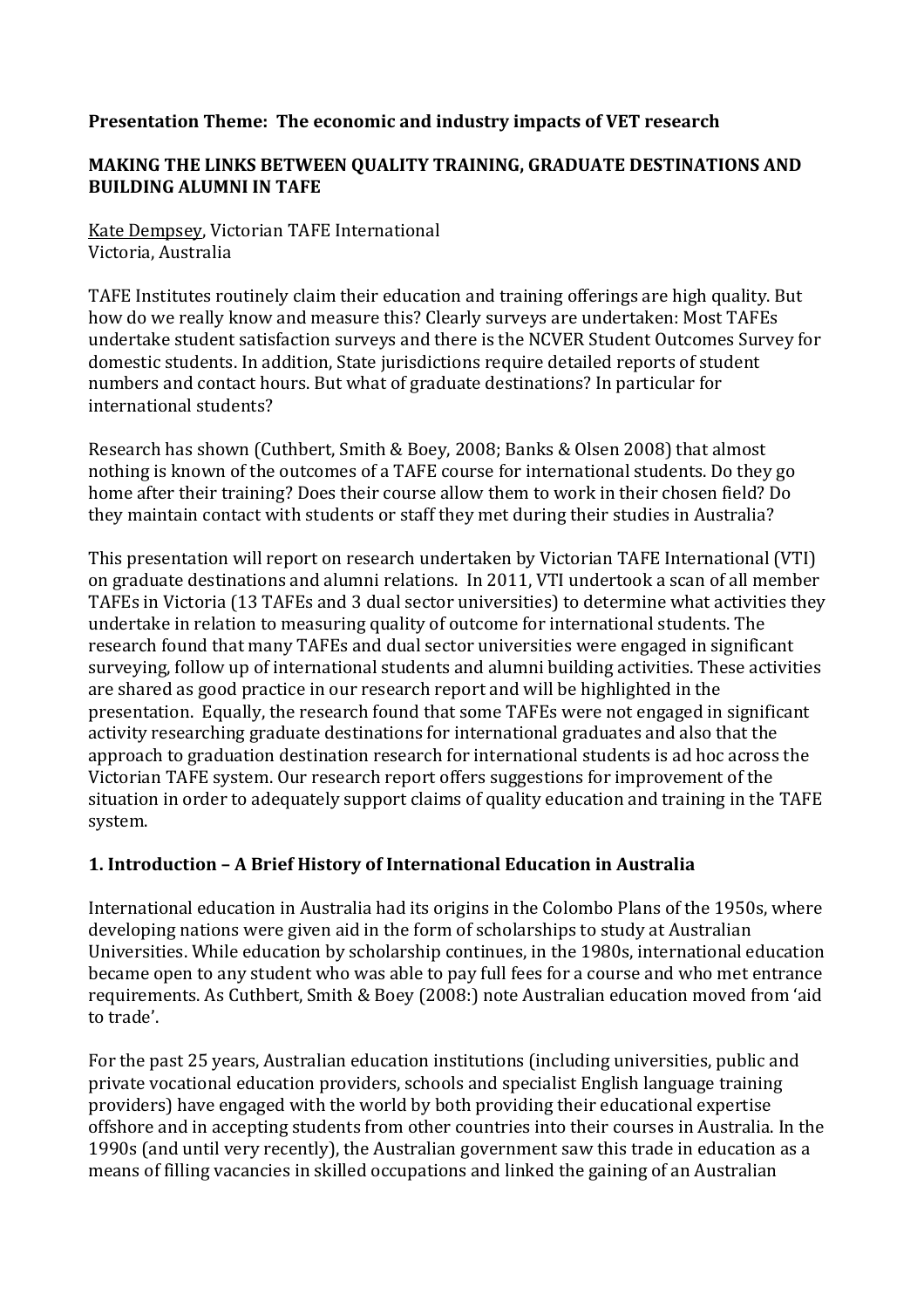**Presentation Theme: The economic and industry impacts of VET research**

**MAKING THE LINKS BETWEEN QUALITY TRAINING, GRADUATE DESTINATIONS AND BUILDING ALUMNI IN TAFE**

Kate Dempsey, Victorian TAFE International
Victoria, Australia

TAFE Institutes routinely claim their education and training offerings are high quality. But how do we really know and measure this? Clearly surveys are undertaken: Most TAFEs undertake student satisfaction surveys and there is the NCVER Student Outcomes Survey for domestic students. In addition, State jurisdictions require detailed reports of student numbers and contact hours. But what of graduate destinations? In particular for international students?

Research has shown (Cuthbert, Smith & Boey, 2008; Banks & Olsen 2008) that almost nothing is known of the outcomes of a TAFE course for international students. Do they go home after their training? Does their course allow them to work in their chosen field? Do they maintain contact with students or staff they met during their studies in Australia?

This presentation will report on research undertaken by Victorian TAFE International (VTI) on graduate destinations and alumni relations. In 2011, VTI undertook a scan of all member TAFEs in Victoria (13 TAFEs and 3 dual sector universities) to determine what activities they undertake in relation to measuring quality of outcome for international students. The research found that many TAFEs and dual sector universities were engaged in significant surveying, follow up of international students and alumni building activities. These activities are shared as good practice in our research report and will be highlighted in the presentation. Equally, the research found that some TAFEs were not engaged in significant activity researching graduate destinations for international graduates and also that the approach to graduation destination research for international students is ad hoc across the Victorian TAFE system. Our research report offers suggestions for improvement of the situation in order to adequately support claims of quality education and training in the TAFE system.

## 1. Introduction – A Brief History of International Education in Australia

International education in Australia had its origins in the Colombo Plans of the 1950s, where developing nations were given aid in the form of scholarships to study at Australian Universities. While education by scholarship continues, in the 1980s, international education became open to any student who was able to pay full fees for a course and who met entrance requirements. As Cuthbert, Smith & Boey (2008:) note Australian education moved from 'aid to trade'.

For the past 25 years, Australian education institutions (including universities, public and private vocational education providers, schools and specialist English language training providers) have engaged with the world by both providing their educational expertise offshore and in accepting students from other countries into their courses in Australia. In the 1990s (and until very recently), the Australian government saw this trade in education as a means of filling vacancies in skilled occupations and linked the gaining of an Australian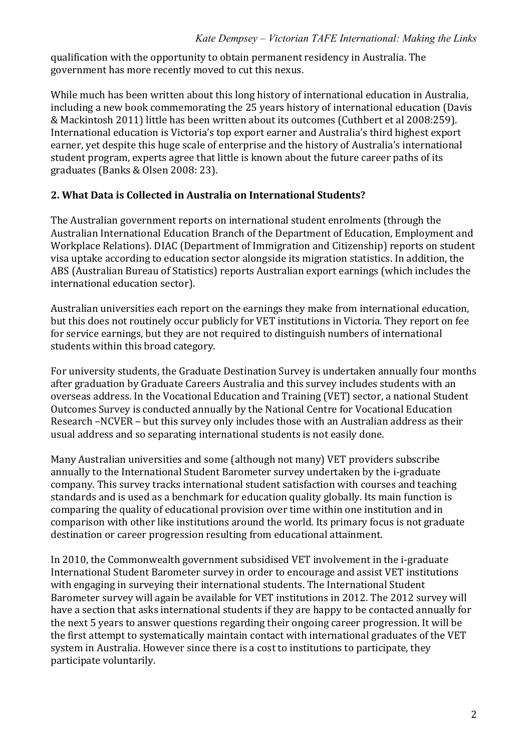qualification with the opportunity to obtain permanent residency in Australia. The government has more recently moved to cut this nexus.

While much has been written about this long history of international education in Australia, including a new book commemorating the 25 years history of international education (Davis & Mackintosh 2011) little has been written about its outcomes (Cuthbert et al 2008:259). International education is Victoria's top export earner and Australia's third highest export earner, yet despite this huge scale of enterprise and the history of Australia's international student program, experts agree that little is known about the future career paths of its graduates (Banks & Olsen 2008: 23).

## 2. What Data is Collected in Australia on International Students?

The Australian government reports on international student enrolments (through the Australian International Education Branch of the Department of Education, Employment and Workplace Relations). DIAC (Department of Immigration and Citizenship) reports on student visa uptake according to education sector alongside its migration statistics. In addition, the ABS (Australian Bureau of Statistics) reports Australian export earnings (which includes the international education sector).

Australian universities each report on the earnings they make from international education, but this does not routinely occur publicly for VET institutions in Victoria. They report on fee for service earnings, but they are not required to distinguish numbers of international students within this broad category.

For university students, the Graduate Destination Survey is undertaken annually four months after graduation by Graduate Careers Australia and this survey includes students with an overseas address. In the Vocational Education and Training (VET) sector, a national Student Outcomes Survey is conducted annually by the National Centre for Vocational Education Research –NCVER – but this survey only includes those with an Australian address as their usual address and so separating international students is not easily done.

Many Australian universities and some (although not many) VET providers subscribe annually to the International Student Barometer survey undertaken by the i-graduate company. This survey tracks international student satisfaction with courses and teaching standards and is used as a benchmark for education quality globally. Its main function is comparing the quality of educational provision over time within one institution and in comparison with other like institutions around the world. Its primary focus is not graduate destination or career progression resulting from educational attainment.

In 2010, the Commonwealth government subsidised VET involvement in the i-graduate International Student Barometer survey in order to encourage and assist VET institutions with engaging in surveying their international students. The International Student Barometer survey will again be available for VET institutions in 2012. The 2012 survey will have a section that asks international students if they are happy to be contacted annually for the next 5 years to answer questions regarding their ongoing career progression. It will be the first attempt to systematically maintain contact with international graduates of the VET system in Australia. However since there is a cost to institutions to participate, they participate voluntarily.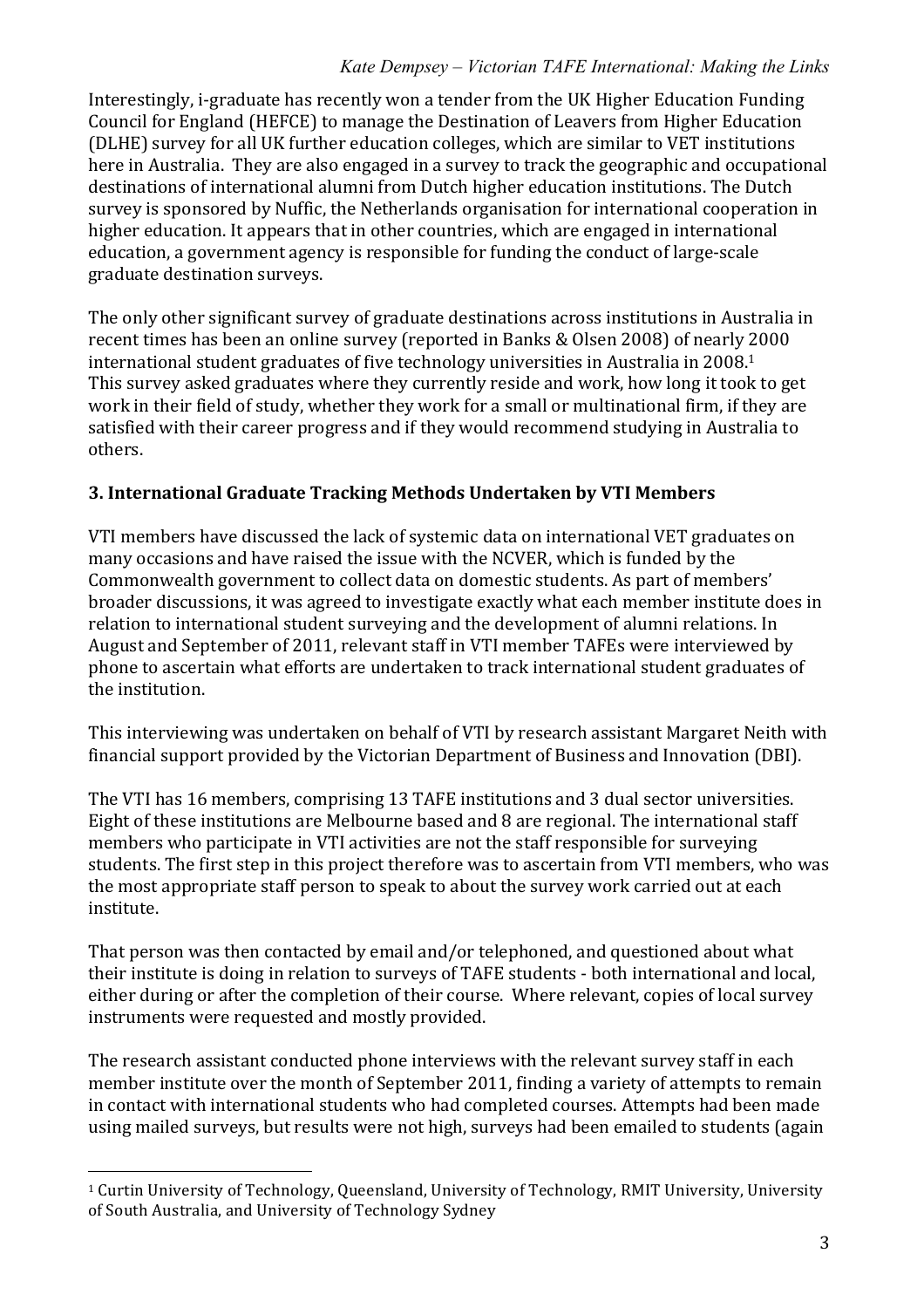Interestingly, i-graduate has recently won a tender from the UK Higher Education Funding Council for England (HEFCE) to manage the Destination of Leavers from Higher Education (DLHE) survey for all UK further education colleges, which are similar to VET institutions here in Australia. They are also engaged in a survey to track the geographic and occupational destinations of international alumni from Dutch higher education institutions. The Dutch survey is sponsored by Nuffic, the Netherlands organisation for international cooperation in higher education. It appears that in other countries, which are engaged in international education, a government agency is responsible for funding the conduct of large-scale graduate destination surveys.

The only other significant survey of graduate destinations across institutions in Australia in recent times has been an online survey (reported in Banks & Olsen 2008) of nearly 2000 international student graduates of five technology universities in Australia in 2008.[1] This survey asked graduates where they currently reside and work, how long it took to get work in their field of study, whether they work for a small or multinational firm, if they are satisfied with their career progress and if they would recommend studying in Australia to others.

## 3. International Graduate Tracking Methods Undertaken by VTI Members

VTI members have discussed the lack of systemic data on international VET graduates on many occasions and have raised the issue with the NCVER, which is funded by the Commonwealth government to collect data on domestic students. As part of members' broader discussions, it was agreed to investigate exactly what each member institute does in relation to international student surveying and the development of alumni relations. In August and September of 2011, relevant staff in VTI member TAFEs were interviewed by phone to ascertain what efforts are undertaken to track international student graduates of the institution.

This interviewing was undertaken on behalf of VTI by research assistant Margaret Neith with financial support provided by the Victorian Department of Business and Innovation (DBI).

The VTI has 16 members, comprising 13 TAFE institutions and 3 dual sector universities. Eight of these institutions are Melbourne based and 8 are regional. The international staff members who participate in VTI activities are not the staff responsible for surveying students. The first step in this project therefore was to ascertain from VTI members, who was the most appropriate staff person to speak to about the survey work carried out at each institute.

That person was then contacted by email and/or telephoned, and questioned about what their institute is doing in relation to surveys of TAFE students - both international and local, either during or after the completion of their course. Where relevant, copies of local survey instruments were requested and mostly provided.

The research assistant conducted phone interviews with the relevant survey staff in each member institute over the month of September 2011, finding a variety of attempts to remain in contact with international students who had completed courses. Attempts had been made using mailed surveys, but results were not high, surveys had been emailed to students (again

---

[1] Curtin University of Technology, Queensland, University of Technology, RMIT University, University of South Australia, and University of Technology Sydney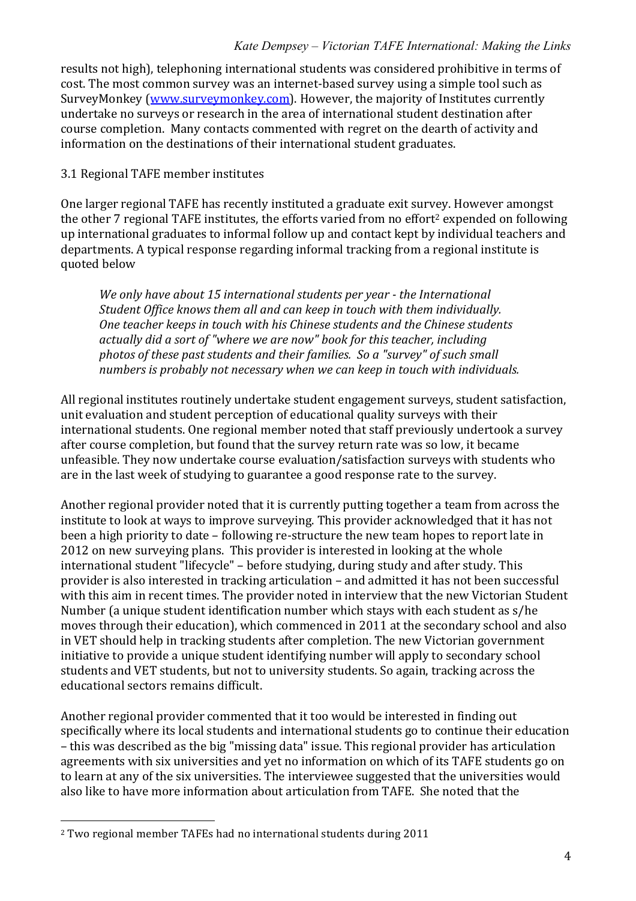results not high), telephoning international students was considered prohibitive in terms of cost. The most common survey was an internet-based survey using a simple tool such as SurveyMonkey (www.surveymonkey.com). However, the majority of Institutes currently undertake no surveys or research in the area of international student destination after course completion. Many contacts commented with regret on the dearth of activity and information on the destinations of their international student graduates.

## 3.1 Regional TAFE member institutes

One larger regional TAFE has recently instituted a graduate exit survey. However amongst the other 7 regional TAFE institutes, the efforts varied from no effort[2] expended on following up international graduates to informal follow up and contact kept by individual teachers and departments. A typical response regarding informal tracking from a regional institute is quoted below

> *We only have about 15 international students per year - the International Student Office knows them all and can keep in touch with them individually. One teacher keeps in touch with his Chinese students and the Chinese students actually did a sort of "where we are now" book for this teacher, including photos of these past students and their families. So a "survey" of such small numbers is probably not necessary when we can keep in touch with individuals.*

All regional institutes routinely undertake student engagement surveys, student satisfaction, unit evaluation and student perception of educational quality surveys with their international students. One regional member noted that staff previously undertook a survey after course completion, but found that the survey return rate was so low, it became unfeasible. They now undertake course evaluation/satisfaction surveys with students who are in the last week of studying to guarantee a good response rate to the survey.

Another regional provider noted that it is currently putting together a team from across the institute to look at ways to improve surveying. This provider acknowledged that it has not been a high priority to date – following re-structure the new team hopes to report late in 2012 on new surveying plans. This provider is interested in looking at the whole international student "lifecycle" – before studying, during study and after study. This provider is also interested in tracking articulation – and admitted it has not been successful with this aim in recent times. The provider noted in interview that the new Victorian Student Number (a unique student identification number which stays with each student as s/he moves through their education), which commenced in 2011 at the secondary school and also in VET should help in tracking students after completion. The new Victorian government initiative to provide a unique student identifying number will apply to secondary school students and VET students, but not to university students. So again, tracking across the educational sectors remains difficult.

Another regional provider commented that it too would be interested in finding out specifically where its local students and international students go to continue their education – this was described as the big "missing data" issue. This regional provider has articulation agreements with six universities and yet no information on which of its TAFE students go on to learn at any of the six universities. The interviewee suggested that the universities would also like to have more information about articulation from TAFE. She noted that the

---

[2] Two regional member TAFEs had no international students during 2011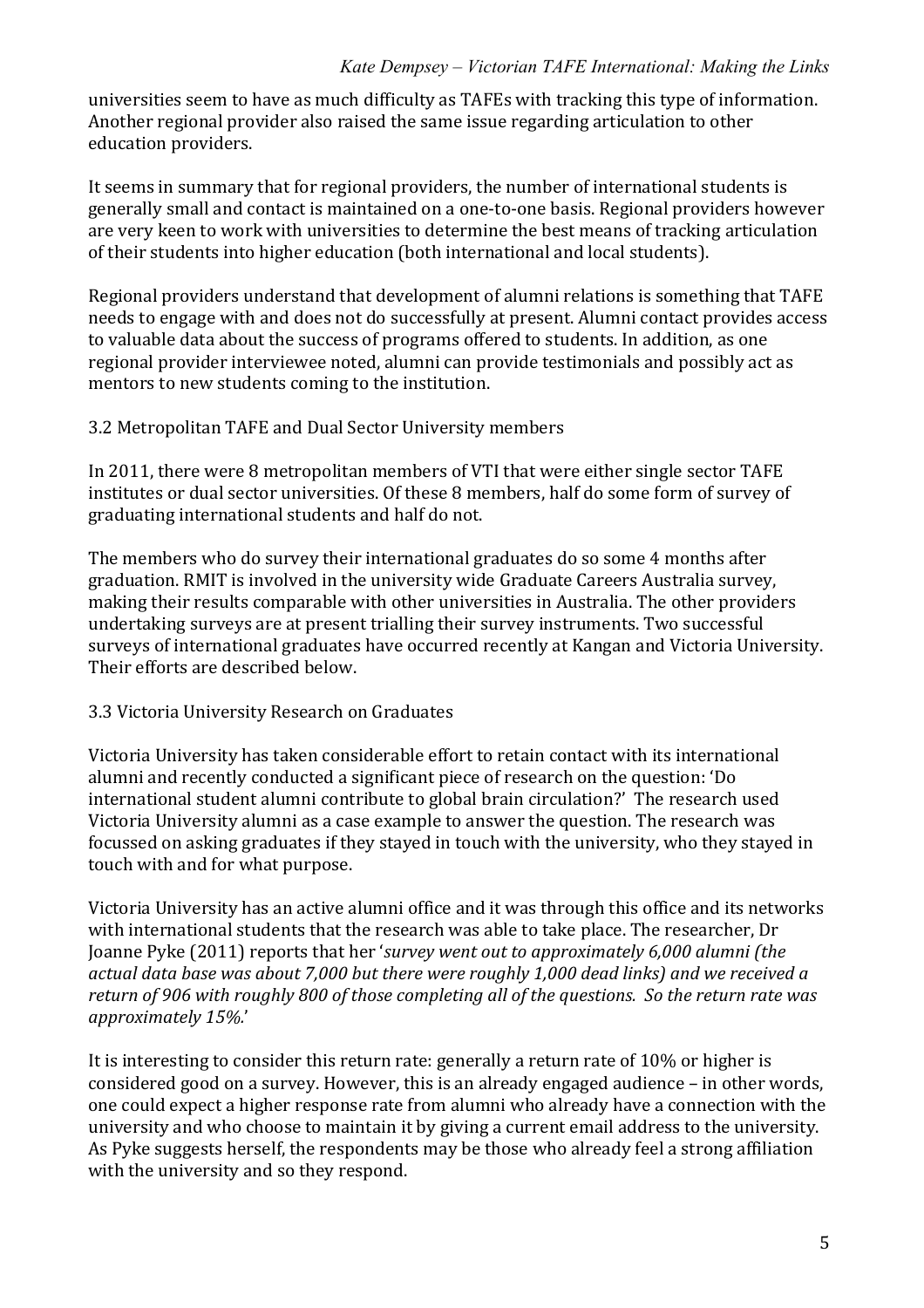universities seem to have as much difficulty as TAFEs with tracking this type of information. Another regional provider also raised the same issue regarding articulation to other education providers.

It seems in summary that for regional providers, the number of international students is generally small and contact is maintained on a one-to-one basis. Regional providers however are very keen to work with universities to determine the best means of tracking articulation of their students into higher education (both international and local students).

Regional providers understand that development of alumni relations is something that TAFE needs to engage with and does not do successfully at present. Alumni contact provides access to valuable data about the success of programs offered to students. In addition, as one regional provider interviewee noted, alumni can provide testimonials and possibly act as mentors to new students coming to the institution.

### 3.2 Metropolitan TAFE and Dual Sector University members

In 2011, there were 8 metropolitan members of VTI that were either single sector TAFE institutes or dual sector universities. Of these 8 members, half do some form of survey of graduating international students and half do not.

The members who do survey their international graduates do so some 4 months after graduation. RMIT is involved in the university wide Graduate Careers Australia survey, making their results comparable with other universities in Australia. The other providers undertaking surveys are at present trialling their survey instruments. Two successful surveys of international graduates have occurred recently at Kangan and Victoria University. Their efforts are described below.

### 3.3 Victoria University Research on Graduates

Victoria University has taken considerable effort to retain contact with its international alumni and recently conducted a significant piece of research on the question: 'Do international student alumni contribute to global brain circulation?' The research used Victoria University alumni as a case example to answer the question. The research was focussed on asking graduates if they stayed in touch with the university, who they stayed in touch with and for what purpose.

Victoria University has an active alumni office and it was through this office and its networks with international students that the research was able to take place. The researcher, Dr Joanne Pyke (2011) reports that her '*survey went out to approximately 6,000 alumni (the actual data base was about 7,000 but there were roughly 1,000 dead links) and we received a return of 906 with roughly 800 of those completing all of the questions. So the return rate was approximately 15%.*'

It is interesting to consider this return rate: generally a return rate of 10% or higher is considered good on a survey. However, this is an already engaged audience – in other words, one could expect a higher response rate from alumni who already have a connection with the university and who choose to maintain it by giving a current email address to the university. As Pyke suggests herself, the respondents may be those who already feel a strong affiliation with the university and so they respond.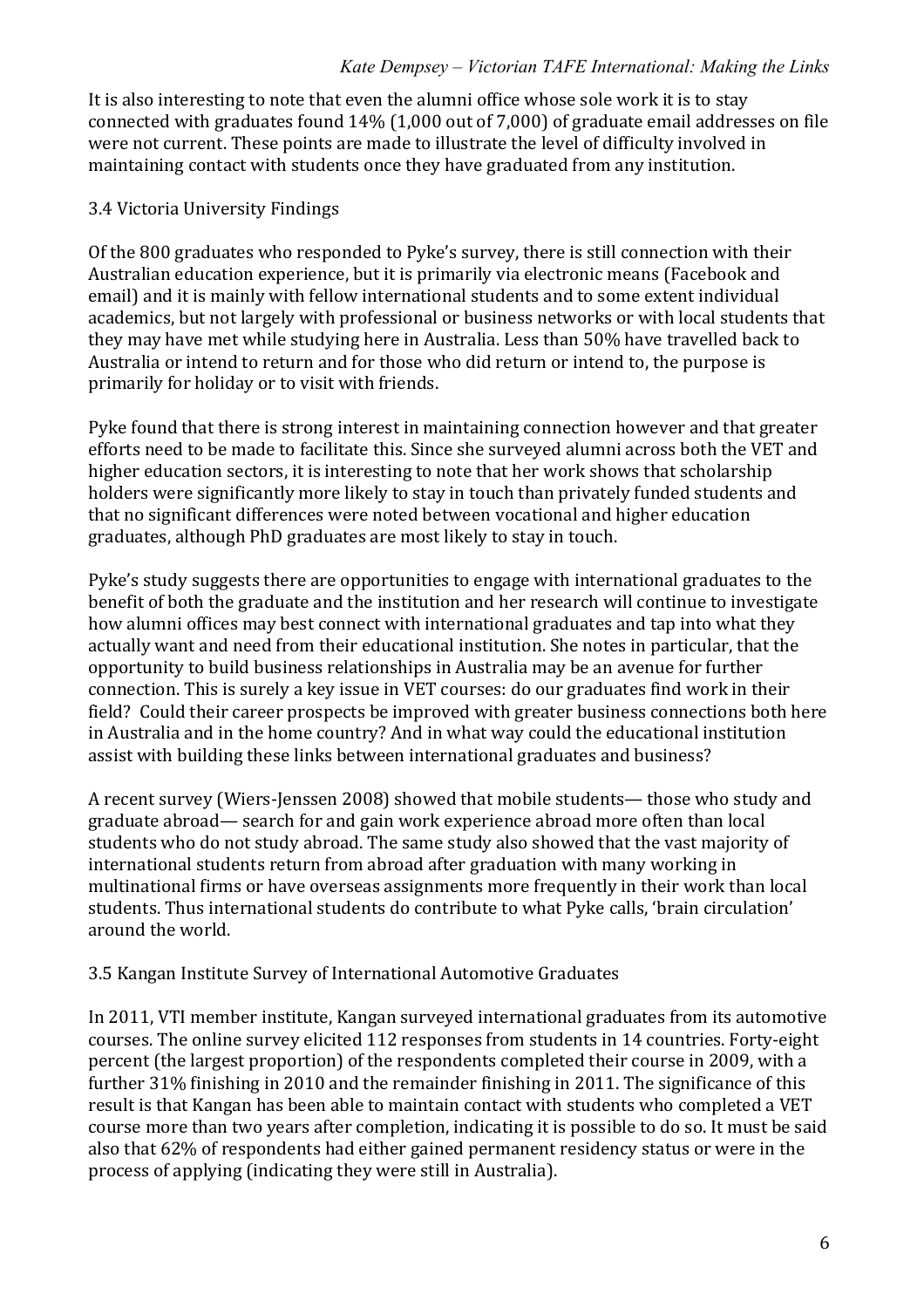It is also interesting to note that even the alumni office whose sole work it is to stay connected with graduates found 14% (1,000 out of 7,000) of graduate email addresses on file were not current. These points are made to illustrate the level of difficulty involved in maintaining contact with students once they have graduated from any institution.

### 3.4 Victoria University Findings

Of the 800 graduates who responded to Pyke's survey, there is still connection with their Australian education experience, but it is primarily via electronic means (Facebook and email) and it is mainly with fellow international students and to some extent individual academics, but not largely with professional or business networks or with local students that they may have met while studying here in Australia. Less than 50% have travelled back to Australia or intend to return and for those who did return or intend to, the purpose is primarily for holiday or to visit with friends.

Pyke found that there is strong interest in maintaining connection however and that greater efforts need to be made to facilitate this. Since she surveyed alumni across both the VET and higher education sectors, it is interesting to note that her work shows that scholarship holders were significantly more likely to stay in touch than privately funded students and that no significant differences were noted between vocational and higher education graduates, although PhD graduates are most likely to stay in touch.

Pyke's study suggests there are opportunities to engage with international graduates to the benefit of both the graduate and the institution and her research will continue to investigate how alumni offices may best connect with international graduates and tap into what they actually want and need from their educational institution. She notes in particular, that the opportunity to build business relationships in Australia may be an avenue for further connection. This is surely a key issue in VET courses: do our graduates find work in their field? Could their career prospects be improved with greater business connections both here in Australia and in the home country? And in what way could the educational institution assist with building these links between international graduates and business?

A recent survey (Wiers-Jenssen 2008) showed that mobile students— those who study and graduate abroad— search for and gain work experience abroad more often than local students who do not study abroad. The same study also showed that the vast majority of international students return from abroad after graduation with many working in multinational firms or have overseas assignments more frequently in their work than local students. Thus international students do contribute to what Pyke calls, 'brain circulation' around the world.

### 3.5 Kangan Institute Survey of International Automotive Graduates

In 2011, VTI member institute, Kangan surveyed international graduates from its automotive courses. The online survey elicited 112 responses from students in 14 countries. Forty-eight percent (the largest proportion) of the respondents completed their course in 2009, with a further 31% finishing in 2010 and the remainder finishing in 2011. The significance of this result is that Kangan has been able to maintain contact with students who completed a VET course more than two years after completion, indicating it is possible to do so. It must be said also that 62% of respondents had either gained permanent residency status or were in the process of applying (indicating they were still in Australia).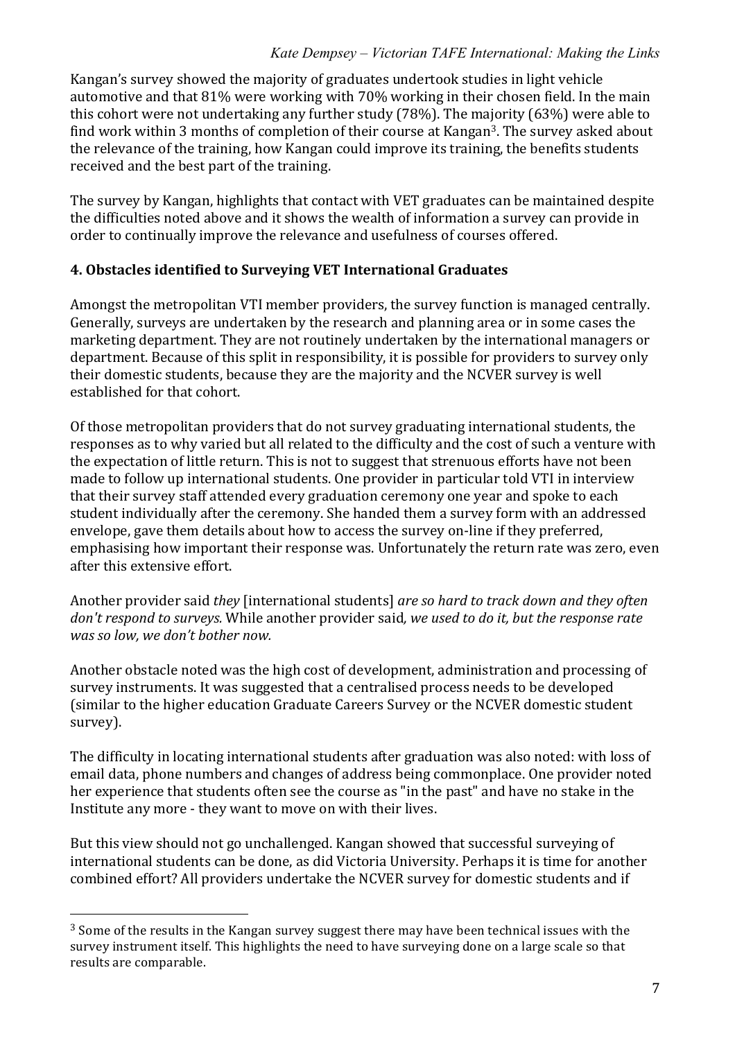Kangan's survey showed the majority of graduates undertook studies in light vehicle automotive and that 81% were working with 70% working in their chosen field. In the main this cohort were not undertaking any further study (78%). The majority (63%) were able to find work within 3 months of completion of their course at Kangan[3]. The survey asked about the relevance of the training, how Kangan could improve its training, the benefits students received and the best part of the training.

The survey by Kangan, highlights that contact with VET graduates can be maintained despite the difficulties noted above and it shows the wealth of information a survey can provide in order to continually improve the relevance and usefulness of courses offered.

### 4. Obstacles identified to Surveying VET International Graduates

Amongst the metropolitan VTI member providers, the survey function is managed centrally. Generally, surveys are undertaken by the research and planning area or in some cases the marketing department. They are not routinely undertaken by the international managers or department. Because of this split in responsibility, it is possible for providers to survey only their domestic students, because they are the majority and the NCVER survey is well established for that cohort.

Of those metropolitan providers that do not survey graduating international students, the responses as to why varied but all related to the difficulty and the cost of such a venture with the expectation of little return. This is not to suggest that strenuous efforts have not been made to follow up international students. One provider in particular told VTI in interview that their survey staff attended every graduation ceremony one year and spoke to each student individually after the ceremony. She handed them a survey form with an addressed envelope, gave them details about how to access the survey on-line if they preferred, emphasising how important their response was. Unfortunately the return rate was zero, even after this extensive effort.

Another provider said *they* [international students] *are so hard to track down and they often don't respond to surveys.* While another provider said*, we used to do it, but the response rate was so low, we don't bother now.*

Another obstacle noted was the high cost of development, administration and processing of survey instruments. It was suggested that a centralised process needs to be developed (similar to the higher education Graduate Careers Survey or the NCVER domestic student survey).

The difficulty in locating international students after graduation was also noted: with loss of email data, phone numbers and changes of address being commonplace. One provider noted her experience that students often see the course as "in the past" and have no stake in the Institute any more - they want to move on with their lives.

But this view should not go unchallenged. Kangan showed that successful surveying of international students can be done, as did Victoria University. Perhaps it is time for another combined effort? All providers undertake the NCVER survey for domestic students and if

---

[3] Some of the results in the Kangan survey suggest there may have been technical issues with the survey instrument itself. This highlights the need to have surveying done on a large scale so that results are comparable.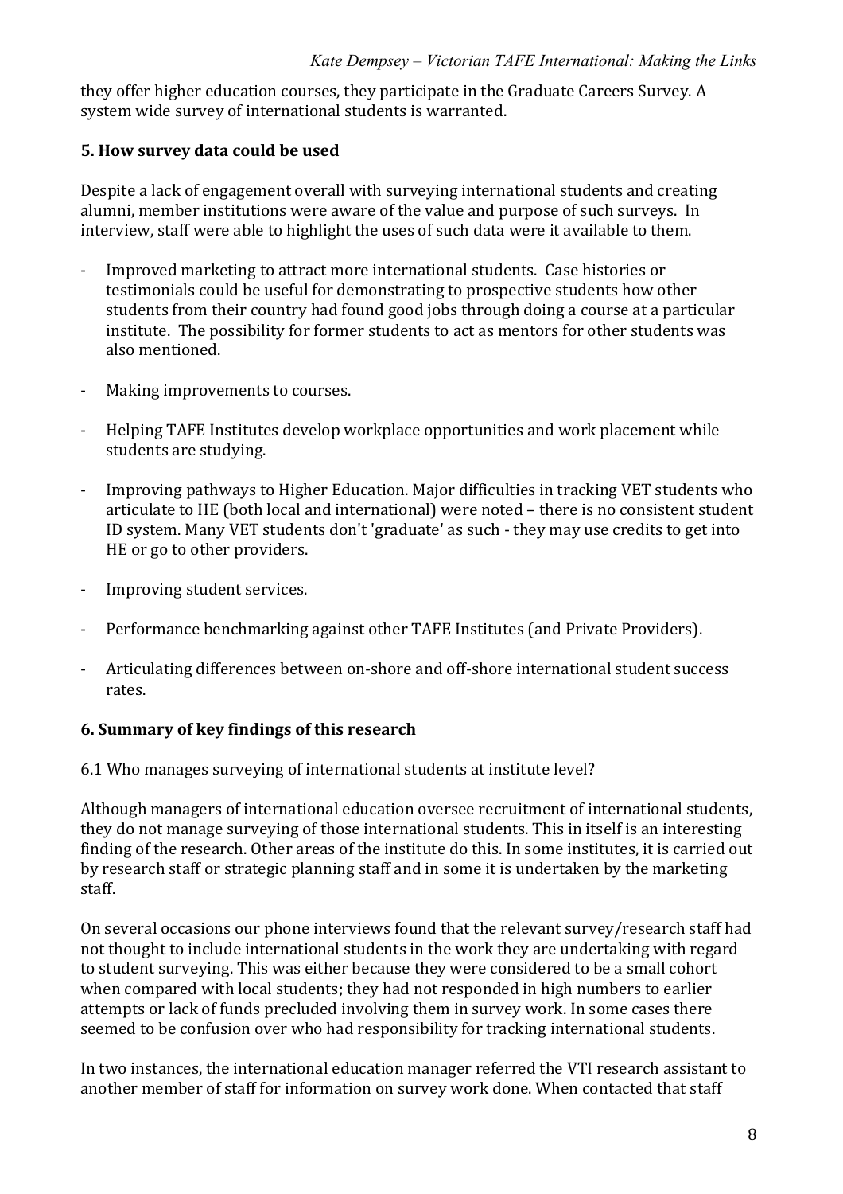they offer higher education courses, they participate in the Graduate Careers Survey. A system wide survey of international students is warranted.

## 5. How survey data could be used

Despite a lack of engagement overall with surveying international students and creating alumni, member institutions were aware of the value and purpose of such surveys. In interview, staff were able to highlight the uses of such data were it available to them.

- Improved marketing to attract more international students. Case histories or testimonials could be useful for demonstrating to prospective students how other students from their country had found good jobs through doing a course at a particular institute. The possibility for former students to act as mentors for other students was also mentioned.
- Making improvements to courses.
- Helping TAFE Institutes develop workplace opportunities and work placement while students are studying.
- Improving pathways to Higher Education. Major difficulties in tracking VET students who articulate to HE (both local and international) were noted – there is no consistent student ID system. Many VET students don't 'graduate' as such - they may use credits to get into HE or go to other providers.
- Improving student services.
- Performance benchmarking against other TAFE Institutes (and Private Providers).
- Articulating differences between on-shore and off-shore international student success rates.

## 6. Summary of key findings of this research

6.1 Who manages surveying of international students at institute level?

Although managers of international education oversee recruitment of international students, they do not manage surveying of those international students. This in itself is an interesting finding of the research. Other areas of the institute do this. In some institutes, it is carried out by research staff or strategic planning staff and in some it is undertaken by the marketing staff.

On several occasions our phone interviews found that the relevant survey/research staff had not thought to include international students in the work they are undertaking with regard to student surveying. This was either because they were considered to be a small cohort when compared with local students; they had not responded in high numbers to earlier attempts or lack of funds precluded involving them in survey work. In some cases there seemed to be confusion over who had responsibility for tracking international students.

In two instances, the international education manager referred the VTI research assistant to another member of staff for information on survey work done. When contacted that staff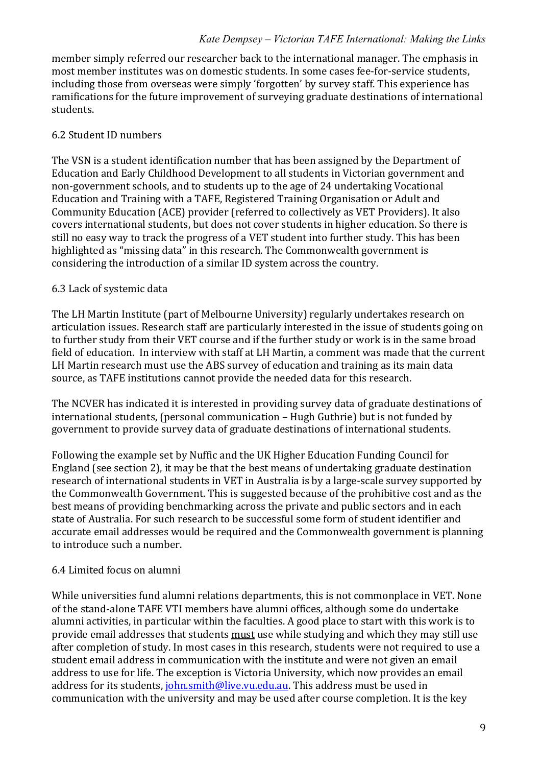member simply referred our researcher back to the international manager. The emphasis in most member institutes was on domestic students. In some cases fee-for-service students, including those from overseas were simply 'forgotten' by survey staff. This experience has ramifications for the future improvement of surveying graduate destinations of international students.

### 6.2 Student ID numbers

The VSN is a student identification number that has been assigned by the Department of Education and Early Childhood Development to all students in Victorian government and non-government schools, and to students up to the age of 24 undertaking Vocational Education and Training with a TAFE, Registered Training Organisation or Adult and Community Education (ACE) provider (referred to collectively as VET Providers). It also covers international students, but does not cover students in higher education. So there is still no easy way to track the progress of a VET student into further study. This has been highlighted as "missing data" in this research. The Commonwealth government is considering the introduction of a similar ID system across the country.

### 6.3 Lack of systemic data

The LH Martin Institute (part of Melbourne University) regularly undertakes research on articulation issues. Research staff are particularly interested in the issue of students going on to further study from their VET course and if the further study or work is in the same broad field of education. In interview with staff at LH Martin, a comment was made that the current LH Martin research must use the ABS survey of education and training as its main data source, as TAFE institutions cannot provide the needed data for this research.

The NCVER has indicated it is interested in providing survey data of graduate destinations of international students, (personal communication – Hugh Guthrie) but is not funded by government to provide survey data of graduate destinations of international students.

Following the example set by Nuffic and the UK Higher Education Funding Council for England (see section 2), it may be that the best means of undertaking graduate destination research of international students in VET in Australia is by a large-scale survey supported by the Commonwealth Government. This is suggested because of the prohibitive cost and as the best means of providing benchmarking across the private and public sectors and in each state of Australia. For such research to be successful some form of student identifier and accurate email addresses would be required and the Commonwealth government is planning to introduce such a number.

### 6.4 Limited focus on alumni

While universities fund alumni relations departments, this is not commonplace in VET. None of the stand-alone TAFE VTI members have alumni offices, although some do undertake alumni activities, in particular within the faculties. A good place to start with this work is to provide email addresses that students <u>must</u> use while studying and which they may still use after completion of study. In most cases in this research, students were not required to use a student email address in communication with the institute and were not given an email address to use for life. The exception is Victoria University, which now provides an email address for its students, john.smith@live.vu.edu.au. This address must be used in communication with the university and may be used after course completion. It is the key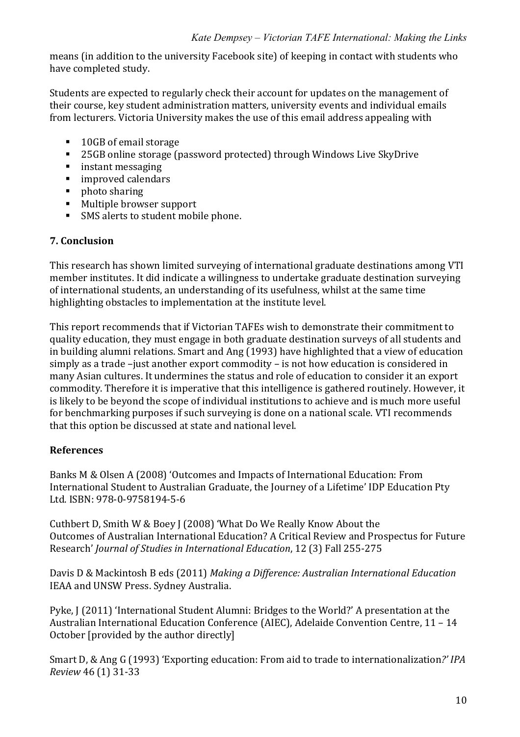means (in addition to the university Facebook site) of keeping in contact with students who have completed study.

Students are expected to regularly check their account for updates on the management of their course, key student administration matters, university events and individual emails from lecturers. Victoria University makes the use of this email address appealing with

- 10GB of email storage
- 25GB online storage (password protected) through Windows Live SkyDrive
- instant messaging
- improved calendars
- photo sharing
- Multiple browser support
- SMS alerts to student mobile phone.

### 7. Conclusion

This research has shown limited surveying of international graduate destinations among VTI member institutes. It did indicate a willingness to undertake graduate destination surveying of international students, an understanding of its usefulness, whilst at the same time highlighting obstacles to implementation at the institute level.

This report recommends that if Victorian TAFEs wish to demonstrate their commitment to quality education, they must engage in both graduate destination surveys of all students and in building alumni relations. Smart and Ang (1993) have highlighted that a view of education simply as a trade –just another export commodity – is not how education is considered in many Asian cultures. It undermines the status and role of education to consider it an export commodity. Therefore it is imperative that this intelligence is gathered routinely. However, it is likely to be beyond the scope of individual institutions to achieve and is much more useful for benchmarking purposes if such surveying is done on a national scale. VTI recommends that this option be discussed at state and national level.

### References

Banks M & Olsen A (2008) 'Outcomes and Impacts of International Education: From International Student to Australian Graduate, the Journey of a Lifetime' IDP Education Pty Ltd. ISBN: 978-0-9758194-5-6

Cuthbert D, Smith W & Boey J (2008) 'What Do We Really Know About the Outcomes of Australian International Education? A Critical Review and Prospectus for Future Research' *Journal of Studies in International Education*, 12 (3) Fall 255-275

Davis D & Mackintosh B eds (2011) *Making a Difference: Australian International Education* IEAA and UNSW Press. Sydney Australia.

Pyke, J (2011) 'International Student Alumni: Bridges to the World?' A presentation at the Australian International Education Conference (AIEC), Adelaide Convention Centre, 11 – 14 October [provided by the author directly]

Smart D, & Ang G (1993) 'Exporting education: From aid to trade to internationalization*?' IPA Review* 46 (1) 31-33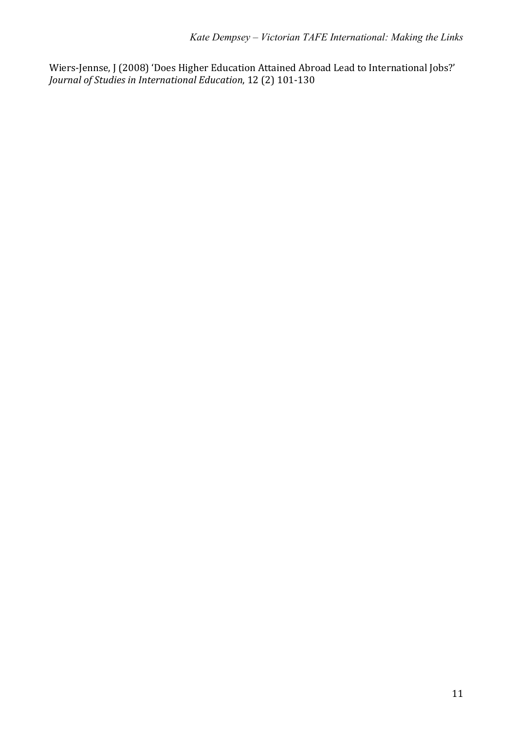Wiers-Jennse, J (2008) 'Does Higher Education Attained Abroad Lead to International Jobs?' *Journal of Studies in International Education*, 12 (2) 101-130